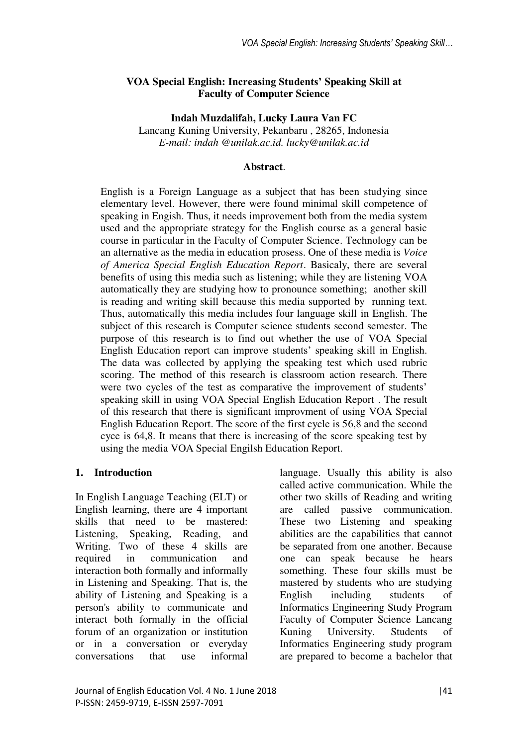# VOA Special English: Increasing Students' Speaking Skill at Faculty of Computer Science

**Indah Muzdalifah, Lucky Laura Van FC**

Lancang Kuning University, Pekanbaru , 28265, Indonesia

*E-mail: indah @unilak.ac.id. lucky@unilak.ac.id*

**Abstract**.

English is a Foreign Language as a subject that has been studying since elementary level. However, there were found minimal skill competence of speaking in Engish. Thus, it needs improvement both from the media system used and the appropriate strategy for the English course as a general basic course in particular in the Faculty of Computer Science. Technology can be an alternative as the media in education prosess. One of these media is *Voice of America Special English Education Report*. Basicaly, there are several benefits of using this media such as listening; while they are listening VOA automatically they are studying how to pronounce something; another skill is reading and writing skill because this media supported by running text. Thus, automatically this media includes four language skill in English. The subject of this research is Computer science students second semester. The purpose of this research is to find out whether the use of VOA Special English Education report can improve students' speaking skill in English. The data was collected by applying the speaking test which used rubric scoring. The method of this research is classroom action research. There were two cycles of the test as comparative the improvement of students' speaking skill in using VOA Special English Education Report . The result of this research that there is significant improvment of using VOA Special English Education Report. The score of the first cycle is 56,8 and the second cyce is 64,8. It means that there is increasing of the score speaking test by using the media VOA Special Engilsh Education Report.

## 1. Introduction

In English Language Teaching (ELT) or English learning, there are 4 important skills that need to be mastered: Listening, Speaking, Reading, and Writing. Two of these 4 skills are required in communication and interaction both formally and informally in Listening and Speaking. That is, the ability of Listening and Speaking is a person's ability to communicate and interact both formally in the official forum of an organization or institution or in a conversation or everyday conversations that use informal language. Usually this ability is also called active communication. While the other two skills of Reading and writing are called passive communication. These two Listening and speaking abilities are the capabilities that cannot be separated from one another. Because one can speak because he hears something. These four skills must be mastered by students who are studying English including students of Informatics Engineering Study Program Faculty of Computer Science Lancang Kuning University. Students of Informatics Engineering study program are prepared to become a bachelor that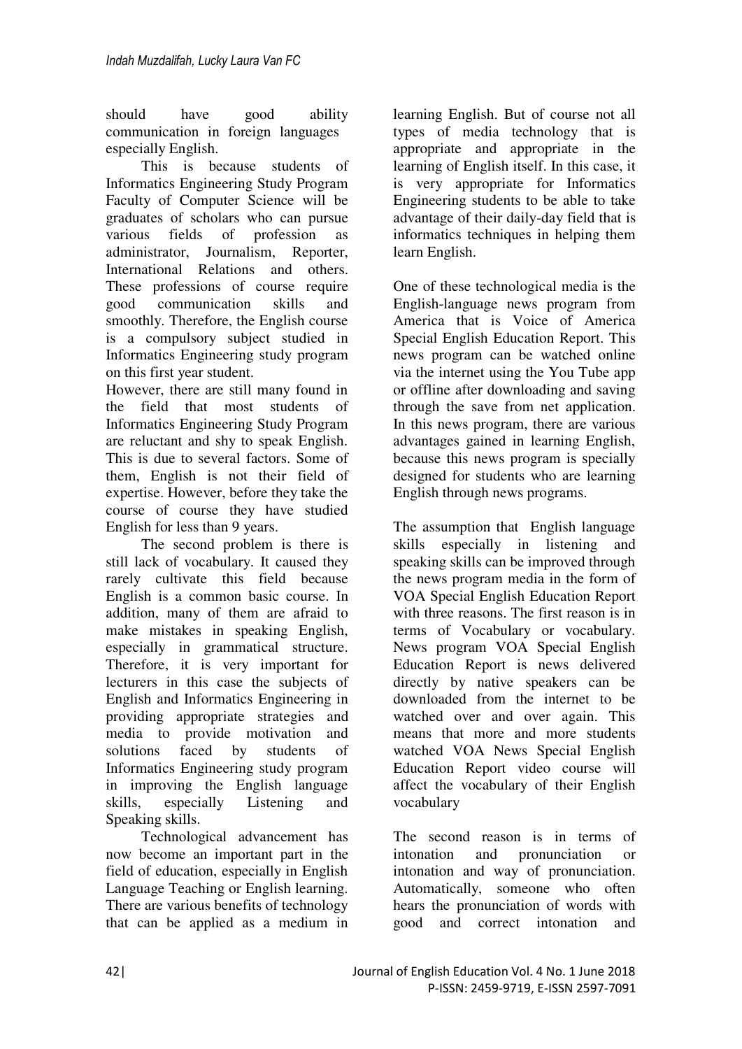should have good ability communication in foreign languages especially English.

This is because students of Informatics Engineering Study Program Faculty of Computer Science will be graduates of scholars who can pursue various fields of profession as administrator, Journalism, Reporter, International Relations and others. These professions of course require good communication skills and smoothly. Therefore, the English course is a compulsory subject studied in Informatics Engineering study program on this first year student.

However, there are still many found in the field that most students of Informatics Engineering Study Program are reluctant and shy to speak English. This is due to several factors. Some of them, English is not their field of expertise. However, before they take the course of course they have studied English for less than 9 years.

The second problem is there is still lack of vocabulary. It caused they rarely cultivate this field because English is a common basic course. In addition, many of them are afraid to make mistakes in speaking English, especially in grammatical structure. Therefore, it is very important for lecturers in this case the subjects of English and Informatics Engineering in providing appropriate strategies and media to provide motivation and solutions faced by students of Informatics Engineering study program in improving the English language skills, especially Listening and Speaking skills.

Technological advancement has now become an important part in the field of education, especially in English Language Teaching or English learning. There are various benefits of technology that can be applied as a medium in learning English. But of course not all types of media technology that is appropriate and appropriate in the learning of English itself. In this case, it is very appropriate for Informatics Engineering students to be able to take advantage of their daily-day field that is informatics techniques in helping them learn English.

One of these technological media is the English-language news program from America that is Voice of America Special English Education Report. This news program can be watched online via the internet using the You Tube app or offline after downloading and saving through the save from net application. In this news program, there are various advantages gained in learning English, because this news program is specially designed for students who are learning English through news programs.

The assumption that English language skills especially in listening and speaking skills can be improved through the news program media in the form of VOA Special English Education Report with three reasons. The first reason is in terms of Vocabulary or vocabulary. News program VOA Special English Education Report is news delivered directly by native speakers can be downloaded from the internet to be watched over and over again. This means that more and more students watched VOA News Special English Education Report video course will affect the vocabulary of their English vocabulary

The second reason is in terms of intonation and pronunciation or intonation and way of pronunciation. Automatically, someone who often hears the pronunciation of words with good and correct intonation and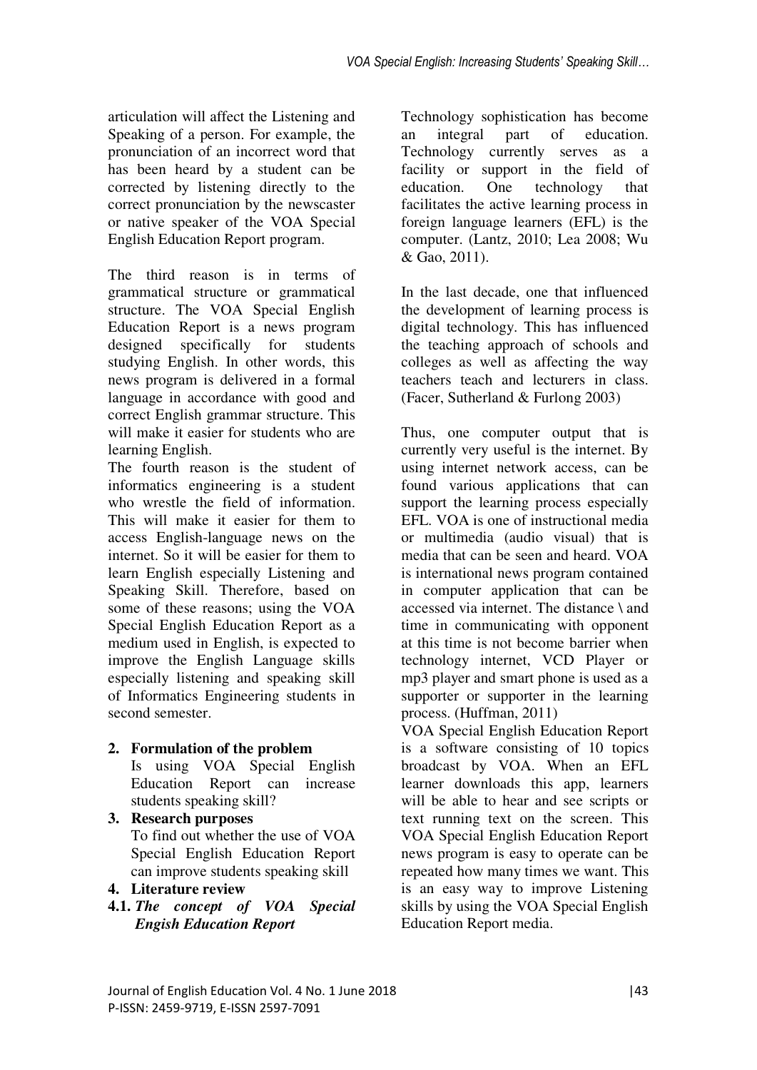articulation will affect the Listening and Speaking of a person. For example, the pronunciation of an incorrect word that has been heard by a student can be corrected by listening directly to the correct pronunciation by the newscaster or native speaker of the VOA Special English Education Report program.

The third reason is in terms of grammatical structure or grammatical structure. The VOA Special English Education Report is a news program designed specifically for students studying English. In other words, this news program is delivered in a formal language in accordance with good and correct English grammar structure. This will make it easier for students who are learning English.

The fourth reason is the student of informatics engineering is a student who wrestle the field of information. This will make it easier for them to access English-language news on the internet. So it will be easier for them to learn English especially Listening and Speaking Skill. Therefore, based on some of these reasons; using the VOA Special English Education Report as a medium used in English, is expected to improve the English Language skills especially listening and speaking skill of Informatics Engineering students in second semester.

2. **Formulation of the problem**
   Is using VOA Special English Education Report can increase students speaking skill?

3. **Research purposes**
   To find out whether the use of VOA Special English Education Report can improve students speaking skill

4. **Literature review**

**4.1.** ***The concept of VOA Special Engish Education Report***

Technology sophistication has become an integral part of education. Technology currently serves as a facility or support in the field of education. One technology that facilitates the active learning process in foreign language learners (EFL) is the computer. (Lantz, 2010; Lea 2008; Wu & Gao, 2011).

In the last decade, one that influenced the development of learning process is digital technology. This has influenced the teaching approach of schools and colleges as well as affecting the way teachers teach and lecturers in class. (Facer, Sutherland & Furlong 2003)

Thus, one computer output that is currently very useful is the internet. By using internet network access, can be found various applications that can support the learning process especially EFL. VOA is one of instructional media or multimedia (audio visual) that is media that can be seen and heard. VOA is international news program contained in computer application that can be accessed via internet. The distance \ and time in communicating with opponent at this time is not become barrier when technology internet, VCD Player or mp3 player and smart phone is used as a supporter or supporter in the learning process. (Huffman, 2011)

VOA Special English Education Report is a software consisting of 10 topics broadcast by VOA. When an EFL learner downloads this app, learners will be able to hear and see scripts or text running text on the screen. This VOA Special English Education Report news program is easy to operate can be repeated how many times we want. This is an easy way to improve Listening skills by using the VOA Special English Education Report media.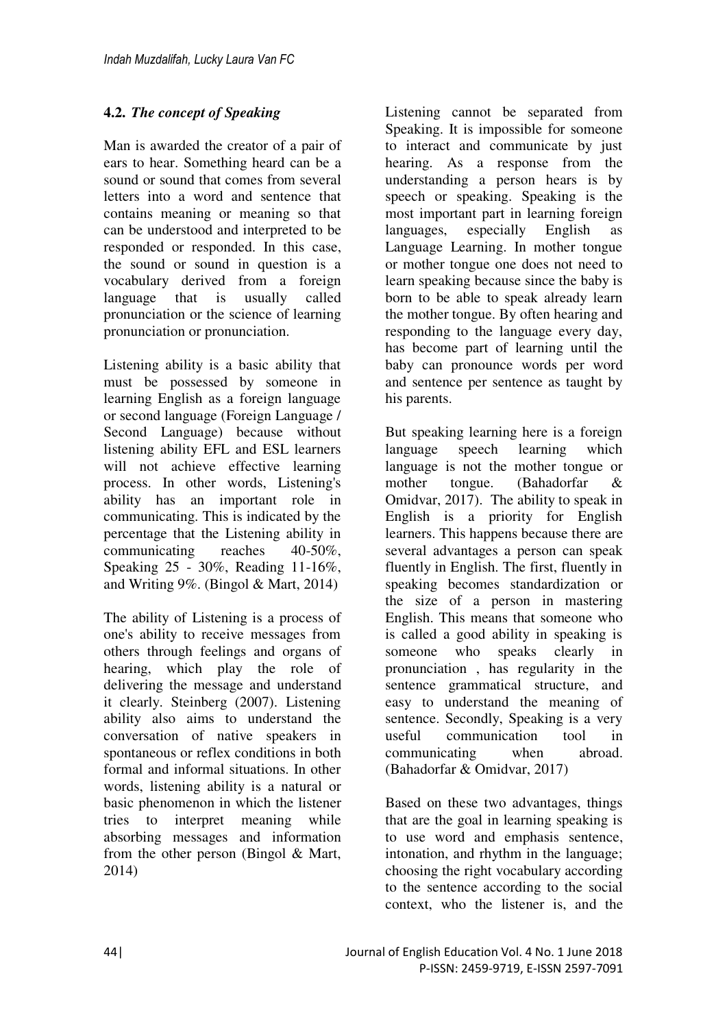### 4.2. *The concept of Speaking*

Man is awarded the creator of a pair of ears to hear. Something heard can be a sound or sound that comes from several letters into a word and sentence that contains meaning or meaning so that can be understood and interpreted to be responded or responded. In this case, the sound or sound in question is a vocabulary derived from a foreign language that is usually called pronunciation or the science of learning pronunciation or pronunciation.

Listening ability is a basic ability that must be possessed by someone in learning English as a foreign language or second language (Foreign Language / Second Language) because without listening ability EFL and ESL learners will not achieve effective learning process. In other words, Listening's ability has an important role in communicating. This is indicated by the percentage that the Listening ability in communicating reaches 40-50%, Speaking 25 - 30%, Reading 11-16%, and Writing 9%. (Bingol & Mart, 2014)

The ability of Listening is a process of one's ability to receive messages from others through feelings and organs of hearing, which play the role of delivering the message and understand it clearly. Steinberg (2007). Listening ability also aims to understand the conversation of native speakers in spontaneous or reflex conditions in both formal and informal situations. In other words, listening ability is a natural or basic phenomenon in which the listener tries to interpret meaning while absorbing messages and information from the other person (Bingol & Mart, 2014)

Listening cannot be separated from Speaking. It is impossible for someone to interact and communicate by just hearing. As a response from the understanding a person hears is by speech or speaking. Speaking is the most important part in learning foreign languages, especially English as Language Learning. In mother tongue or mother tongue one does not need to learn speaking because since the baby is born to be able to speak already learn the mother tongue. By often hearing and responding to the language every day, has become part of learning until the baby can pronounce words per word and sentence per sentence as taught by his parents.

But speaking learning here is a foreign language speech learning which language is not the mother tongue or mother tongue. (Bahadorfar & Omidvar, 2017). The ability to speak in English is a priority for English learners. This happens because there are several advantages a person can speak fluently in English. The first, fluently in speaking becomes standardization or the size of a person in mastering English. This means that someone who is called a good ability in speaking is someone who speaks clearly in pronunciation , has regularity in the sentence grammatical structure, and easy to understand the meaning of sentence. Secondly, Speaking is a very useful communication tool in communicating when abroad. (Bahadorfar & Omidvar, 2017)

Based on these two advantages, things that are the goal in learning speaking is to use word and emphasis sentence, intonation, and rhythm in the language; choosing the right vocabulary according to the sentence according to the social context, who the listener is, and the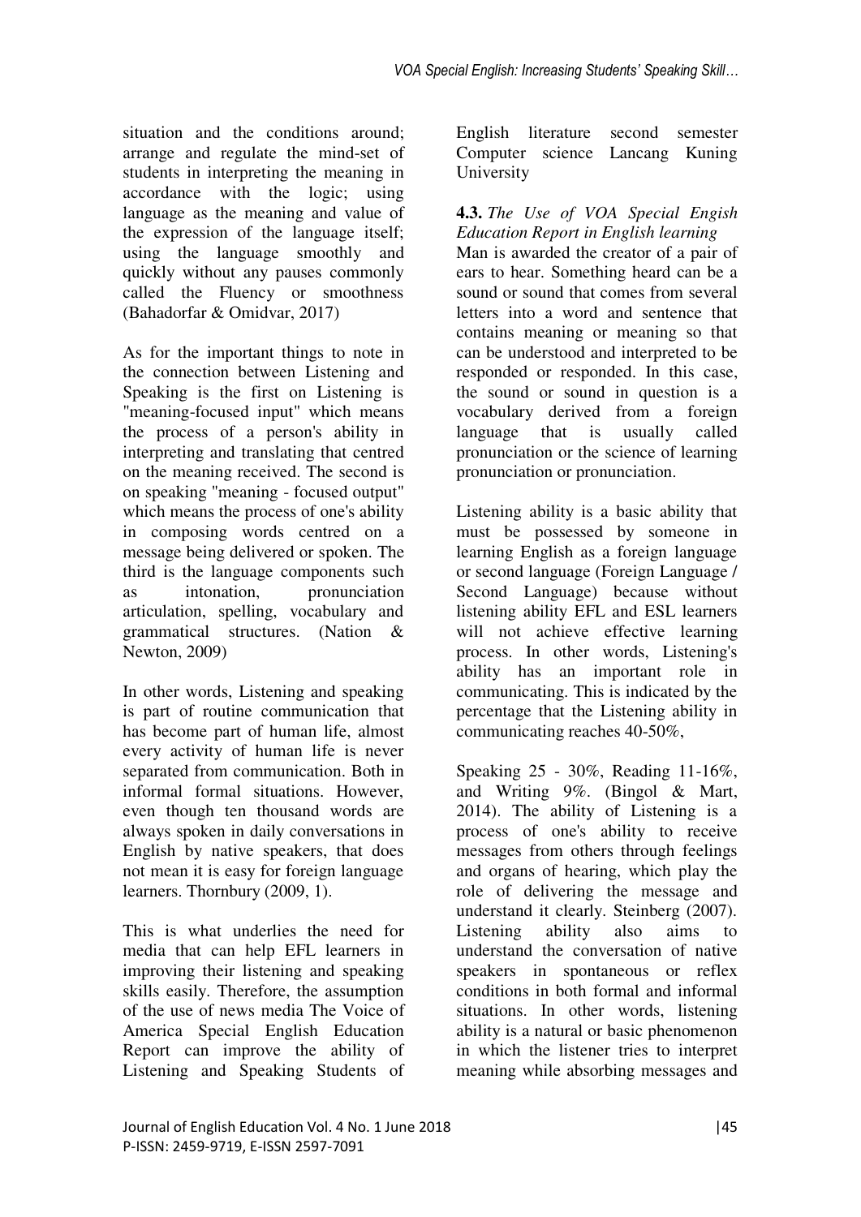situation and the conditions around; arrange and regulate the mind-set of students in interpreting the meaning in accordance with the logic; using language as the meaning and value of the expression of the language itself; using the language smoothly and quickly without any pauses commonly called the Fluency or smoothness (Bahadorfar & Omidvar, 2017)

As for the important things to note in the connection between Listening and Speaking is the first on Listening is "meaning-focused input" which means the process of a person's ability in interpreting and translating that centred on the meaning received. The second is on speaking "meaning - focused output" which means the process of one's ability in composing words centred on a message being delivered or spoken. The third is the language components such as intonation, pronunciation articulation, spelling, vocabulary and grammatical structures. (Nation & Newton, 2009)

In other words, Listening and speaking is part of routine communication that has become part of human life, almost every activity of human life is never separated from communication. Both in informal formal situations. However, even though ten thousand words are always spoken in daily conversations in English by native speakers, that does not mean it is easy for foreign language learners. Thornbury (2009, 1).

This is what underlies the need for media that can help EFL learners in improving their listening and speaking skills easily. Therefore, the assumption of the use of news media The Voice of America Special English Education Report can improve the ability of Listening and Speaking Students of English literature second semester Computer science Lancang Kuning University

**4.3.** *The Use of VOA Special Engish Education Report in English learning*

Man is awarded the creator of a pair of ears to hear. Something heard can be a sound or sound that comes from several letters into a word and sentence that contains meaning or meaning so that can be understood and interpreted to be responded or responded. In this case, the sound or sound in question is a vocabulary derived from a foreign language that is usually called pronunciation or the science of learning pronunciation or pronunciation.

Listening ability is a basic ability that must be possessed by someone in learning English as a foreign language or second language (Foreign Language / Second Language) because without listening ability EFL and ESL learners will not achieve effective learning process. In other words, Listening's ability has an important role in communicating. This is indicated by the percentage that the Listening ability in communicating reaches 40-50%,

Speaking 25 - 30%, Reading 11-16%, and Writing 9%. (Bingol & Mart, 2014). The ability of Listening is a process of one's ability to receive messages from others through feelings and organs of hearing, which play the role of delivering the message and understand it clearly. Steinberg (2007). Listening ability also aims to understand the conversation of native speakers in spontaneous or reflex conditions in both formal and informal situations. In other words, listening ability is a natural or basic phenomenon in which the listener tries to interpret meaning while absorbing messages and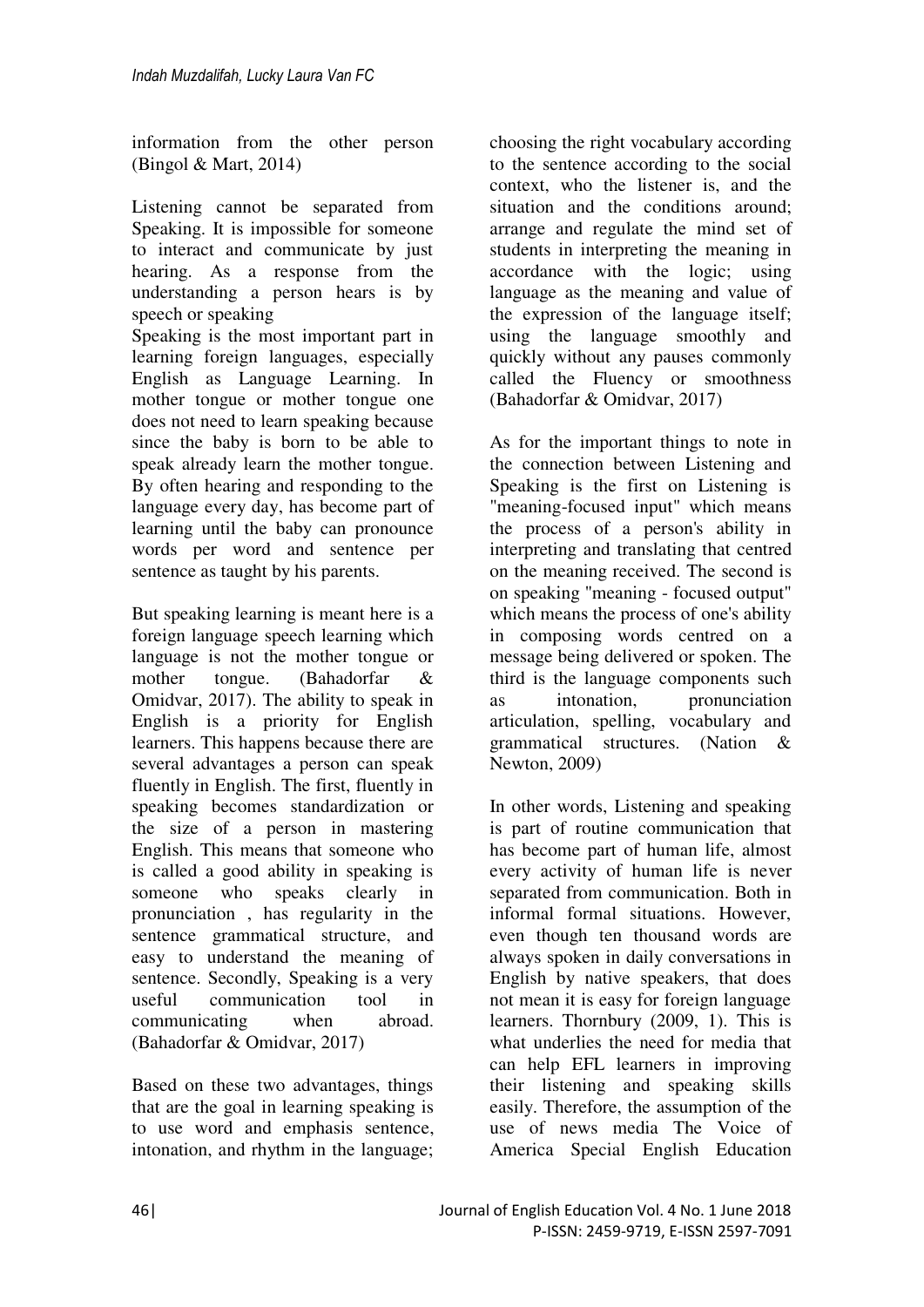information from the other person (Bingol & Mart, 2014)

Listening cannot be separated from Speaking. It is impossible for someone to interact and communicate by just hearing. As a response from the understanding a person hears is by speech or speaking

Speaking is the most important part in learning foreign languages, especially English as Language Learning. In mother tongue or mother tongue one does not need to learn speaking because since the baby is born to be able to speak already learn the mother tongue. By often hearing and responding to the language every day, has become part of learning until the baby can pronounce words per word and sentence per sentence as taught by his parents.

But speaking learning is meant here is a foreign language speech learning which language is not the mother tongue or mother tongue. (Bahadorfar & Omidvar, 2017). The ability to speak in English is a priority for English learners. This happens because there are several advantages a person can speak fluently in English. The first, fluently in speaking becomes standardization or the size of a person in mastering English. This means that someone who is called a good ability in speaking is someone who speaks clearly in pronunciation , has regularity in the sentence grammatical structure, and easy to understand the meaning of sentence. Secondly, Speaking is a very useful communication tool in communicating when abroad. (Bahadorfar & Omidvar, 2017)

Based on these two advantages, things that are the goal in learning speaking is to use word and emphasis sentence, intonation, and rhythm in the language; choosing the right vocabulary according to the sentence according to the social context, who the listener is, and the situation and the conditions around; arrange and regulate the mind set of students in interpreting the meaning in accordance with the logic; using language as the meaning and value of the expression of the language itself; using the language smoothly and quickly without any pauses commonly called the Fluency or smoothness (Bahadorfar & Omidvar, 2017)

As for the important things to note in the connection between Listening and Speaking is the first on Listening is "meaning-focused input" which means the process of a person's ability in interpreting and translating that centred on the meaning received. The second is on speaking "meaning - focused output" which means the process of one's ability in composing words centred on a message being delivered or spoken. The third is the language components such as intonation, pronunciation articulation, spelling, vocabulary and grammatical structures. (Nation & Newton, 2009)

In other words, Listening and speaking is part of routine communication that has become part of human life, almost every activity of human life is never separated from communication. Both in informal formal situations. However, even though ten thousand words are always spoken in daily conversations in English by native speakers, that does not mean it is easy for foreign language learners. Thornbury (2009, 1). This is what underlies the need for media that can help EFL learners in improving their listening and speaking skills easily. Therefore, the assumption of the use of news media The Voice of America Special English Education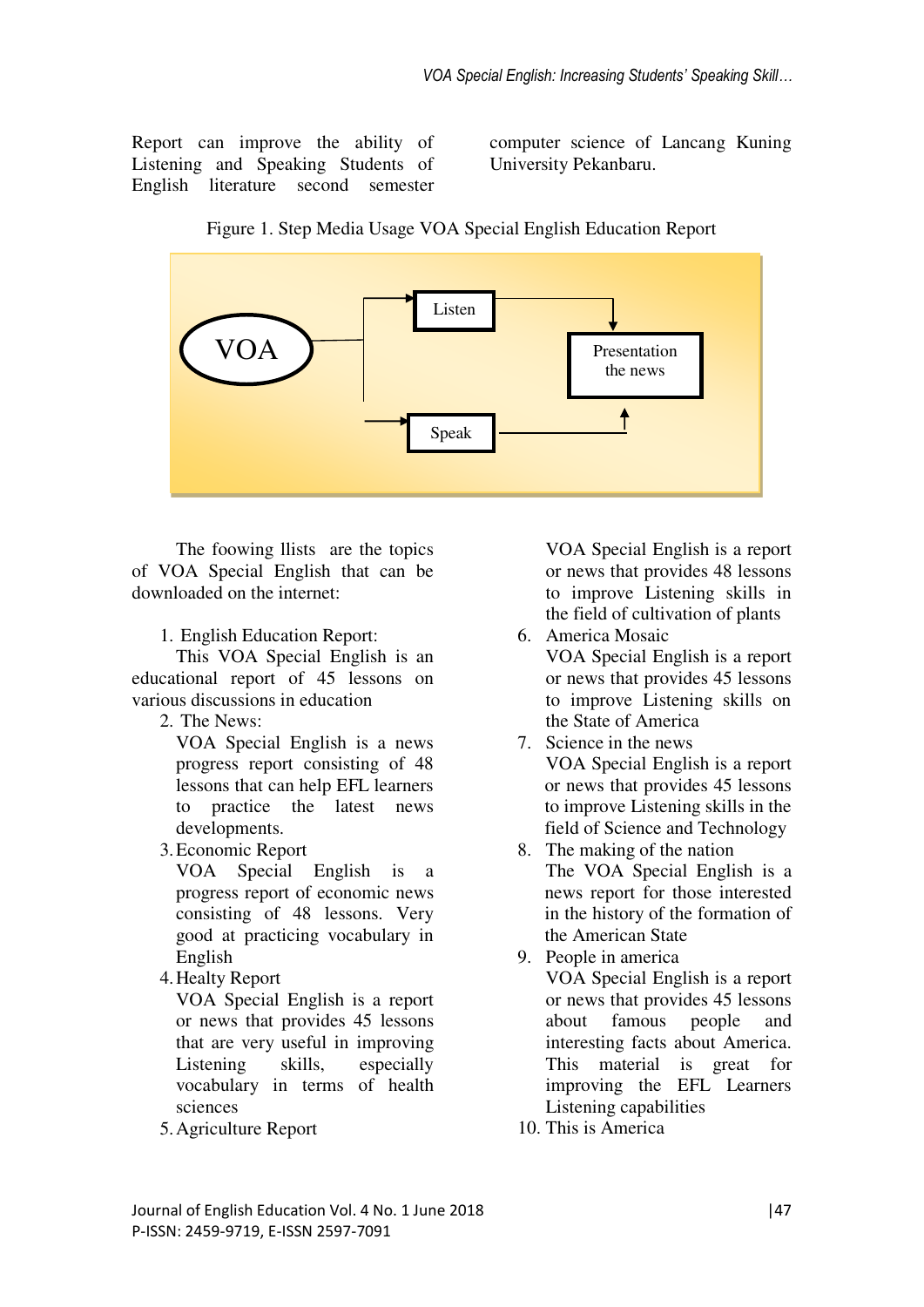Report can improve the ability of Listening and Speaking Students of English literature second semester computer science of Lancang Kuning University Pekanbaru.

Figure 1. Step Media Usage VOA Special English Education Report

The foowing llists are the topics of VOA Special English that can be downloaded on the internet:

1. English Education Report:
   This VOA Special English is an educational report of 45 lessons on various discussions in education
2. The News:
   VOA Special English is a news progress report consisting of 48 lessons that can help EFL learners to practice the latest news developments.
3. Economic Report
   VOA Special English is a progress report of economic news consisting of 48 lessons. Very good at practicing vocabulary in English
4. Healty Report
   VOA Special English is a report or news that provides 45 lessons that are very useful in improving Listening skills, especially vocabulary in terms of health sciences
5. Agriculture Report
   VOA Special English is a report or news that provides 48 lessons to improve Listening skills in the field of cultivation of plants
6. America Mosaic
   VOA Special English is a report or news that provides 45 lessons to improve Listening skills on the State of America
7. Science in the news
   VOA Special English is a report or news that provides 45 lessons to improve Listening skills in the field of Science and Technology
8. The making of the nation
   The VOA Special English is a news report for those interested in the history of the formation of the American State
9. People in america
   VOA Special English is a report or news that provides 45 lessons about famous people and interesting facts about America. This material is great for improving the EFL Learners Listening capabilities
10. This is America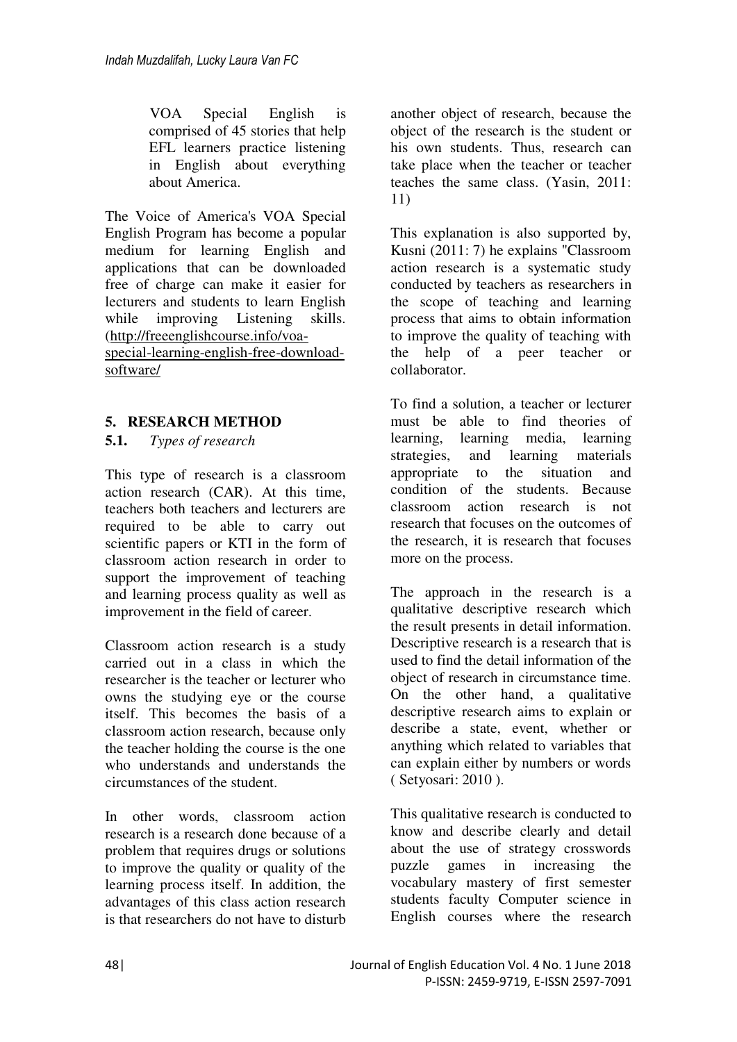VOA Special English is comprised of 45 stories that help EFL learners practice listening in English about everything about America.

The Voice of America's VOA Special English Program has become a popular medium for learning English and applications that can be downloaded free of charge can make it easier for lecturers and students to learn English while improving Listening skills. (http://freeenglishcourse.info/voa-special-learning-english-free-download-software/

## 5. RESEARCH METHOD

### 5.1. *Types of research*

This type of research is a classroom action research (CAR). At this time, teachers both teachers and lecturers are required to be able to carry out scientific papers or KTI in the form of classroom action research in order to support the improvement of teaching and learning process quality as well as improvement in the field of career.

Classroom action research is a study carried out in a class in which the researcher is the teacher or lecturer who owns the studying eye or the course itself. This becomes the basis of a classroom action research, because only the teacher holding the course is the one who understands and understands the circumstances of the student.

In other words, classroom action research is a research done because of a problem that requires drugs or solutions to improve the quality or quality of the learning process itself. In addition, the advantages of this class action research is that researchers do not have to disturb another object of research, because the object of the research is the student or his own students. Thus, research can take place when the teacher or teacher teaches the same class. (Yasin, 2011: 11)

This explanation is also supported by, Kusni (2011: 7) he explains "Classroom action research is a systematic study conducted by teachers as researchers in the scope of teaching and learning process that aims to obtain information to improve the quality of teaching with the help of a peer teacher or collaborator.

To find a solution, a teacher or lecturer must be able to find theories of learning, learning media, learning strategies, and learning materials appropriate to the situation and condition of the students. Because classroom action research is not research that focuses on the outcomes of the research, it is research that focuses more on the process.

The approach in the research is a qualitative descriptive research which the result presents in detail information. Descriptive research is a research that is used to find the detail information of the object of research in circumstance time. On the other hand, a qualitative descriptive research aims to explain or describe a state, event, whether or anything which related to variables that can explain either by numbers or words ( Setyosari: 2010 ).

This qualitative research is conducted to know and describe clearly and detail about the use of strategy crosswords puzzle games in increasing the vocabulary mastery of first semester students faculty Computer science in English courses where the research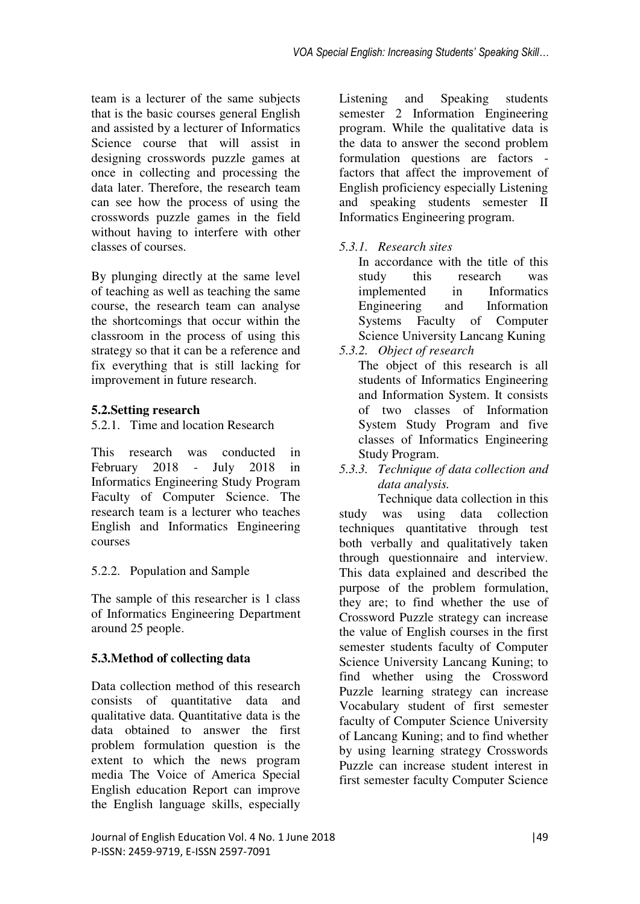team is a lecturer of the same subjects that is the basic courses general English and assisted by a lecturer of Informatics Science course that will assist in designing crosswords puzzle games at once in collecting and processing the data later. Therefore, the research team can see how the process of using the crosswords puzzle games in the field without having to interfere with other classes of courses.

By plunging directly at the same level of teaching as well as teaching the same course, the research team can analyse the shortcomings that occur within the classroom in the process of using this strategy so that it can be a reference and fix everything that is still lacking for improvement in future research.

## 5.2.Setting research

5.2.1. Time and location Research

This research was conducted in February 2018 - July 2018 in Informatics Engineering Study Program Faculty of Computer Science. The research team is a lecturer who teaches English and Informatics Engineering courses

5.2.2. Population and Sample

The sample of this researcher is 1 class of Informatics Engineering Department around 25 people.

## 5.3.Method of collecting data

Data collection method of this research consists of quantitative data and qualitative data. Quantitative data is the data obtained to answer the first problem formulation question is the extent to which the news program media The Voice of America Special English education Report can improve the English language skills, especially Listening and Speaking students semester 2 Information Engineering program. While the qualitative data is the data to answer the second problem formulation questions are factors - factors that affect the improvement of English proficiency especially Listening and speaking students semester II Informatics Engineering program.

*5.3.1. Research sites*

In accordance with the title of this study this research was implemented in Informatics Engineering and Information Systems Faculty of Computer Science University Lancang Kuning

*5.3.2. Object of research*

The object of this research is all students of Informatics Engineering and Information System. It consists of two classes of Information System Study Program and five classes of Informatics Engineering Study Program.

*5.3.3. Technique of data collection and data analysis.*

Technique data collection in this study was using data collection techniques quantitative through test both verbally and qualitatively taken through questionnaire and interview. This data explained and described the purpose of the problem formulation, they are; to find whether the use of Crossword Puzzle strategy can increase the value of English courses in the first semester students faculty of Computer Science University Lancang Kuning; to find whether using the Crossword Puzzle learning strategy can increase Vocabulary student of first semester faculty of Computer Science University of Lancang Kuning; and to find whether by using learning strategy Crosswords Puzzle can increase student interest in first semester faculty Computer Science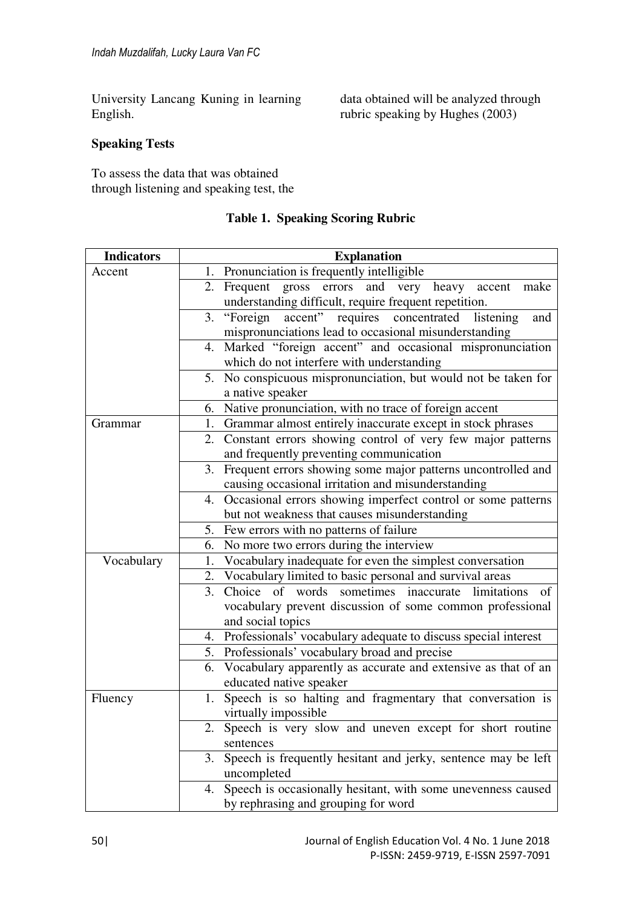University Lancang Kuning in learning English.

### Speaking Tests

To assess the data that was obtained through listening and speaking test, the data obtained will be analyzed through rubric speaking by Hughes (2003)

**Table 1. Speaking Scoring Rubric**

| Indicators | Explanation |
|---|---|
| Accent | 1. Pronunciation is frequently intelligible |
| | 2. Frequent gross errors and very heavy accent make understanding difficult, require frequent repetition. |
| | 3. "Foreign accent" requires concentrated listening and mispronunciations lead to occasional misunderstanding |
| | 4. Marked "foreign accent" and occasional mispronunciation which do not interfere with understanding |
| | 5. No conspicuous mispronunciation, but would not be taken for a native speaker |
| | 6. Native pronunciation, with no trace of foreign accent |
| Grammar | 1. Grammar almost entirely inaccurate except in stock phrases |
| | 2. Constant errors showing control of very few major patterns and frequently preventing communication |
| | 3. Frequent errors showing some major patterns uncontrolled and causing occasional irritation and misunderstanding |
| | 4. Occasional errors showing imperfect control or some patterns but not weakness that causes misunderstanding |
| | 5. Few errors with no patterns of failure |
| | 6. No more two errors during the interview |
| Vocabulary | 1. Vocabulary inadequate for even the simplest conversation |
| | 2. Vocabulary limited to basic personal and survival areas |
| | 3. Choice of words sometimes inaccurate limitations of vocabulary prevent discussion of some common professional and social topics |
| | 4. Professionals' vocabulary adequate to discuss special interest |
| | 5. Professionals' vocabulary broad and precise |
| | 6. Vocabulary apparently as accurate and extensive as that of an educated native speaker |
| Fluency | 1. Speech is so halting and fragmentary that conversation is virtually impossible |
| | 2. Speech is very slow and uneven except for short routine sentences |
| | 3. Speech is frequently hesitant and jerky, sentence may be left uncompleted |
| | 4. Speech is occasionally hesitant, with some unevenness caused by rephrasing and grouping for word |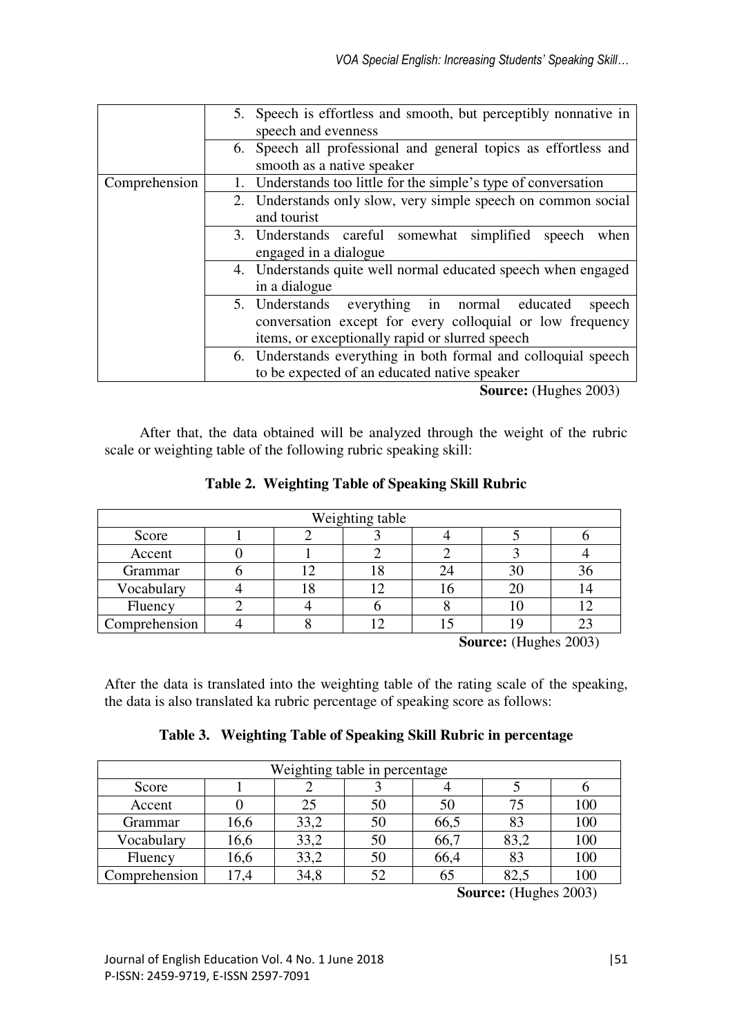| | 5. Speech is effortless and smooth, but perceptibly nonnative in speech and evenness |
|---|---|
| | 6. Speech all professional and general topics as effortless and smooth as a native speaker |
| Comprehension | 1. Understands too little for the simple's type of conversation |
| | 2. Understands only slow, very simple speech on common social and tourist |
| | 3. Understands careful somewhat simplified speech when engaged in a dialogue |
| | 4. Understands quite well normal educated speech when engaged in a dialogue |
| | 5. Understands everything in normal educated speech conversation except for every colloquial or low frequency items, or exceptionally rapid or slurred speech |
| | 6. Understands everything in both formal and colloquial speech to be expected of an educated native speaker |

**Source:** (Hughes 2003)

After that, the data obtained will be analyzed through the weight of the rubric scale or weighting table of the following rubric speaking skill:

**Table 2. Weighting Table of Speaking Skill Rubric**

| Weighting table | | | | | | |
|---|---|---|---|---|---|---|
| Score | 1 | 2 | 3 | 4 | 5 | 6 |
| Accent | 0 | 1 | 2 | 2 | 3 | 4 |
| Grammar | 6 | 12 | 18 | 24 | 30 | 36 |
| Vocabulary | 4 | 18 | 12 | 16 | 20 | 14 |
| Fluency | 2 | 4 | 6 | 8 | 10 | 12 |
| Comprehension | 4 | 8 | 12 | 15 | 19 | 23 |

**Source:** (Hughes 2003)

After the data is translated into the weighting table of the rating scale of the speaking, the data is also translated ka rubric percentage of speaking score as follows:

**Table 3. Weighting Table of Speaking Skill Rubric in percentage**

| Weighting table in percentage | | | | | | |
|---|---|---|---|---|---|---|
| Score | 1 | 2 | 3 | 4 | 5 | 6 |
| Accent | 0 | 25 | 50 | 50 | 75 | 100 |
| Grammar | 16,6 | 33,2 | 50 | 66,5 | 83 | 100 |
| Vocabulary | 16,6 | 33,2 | 50 | 66,7 | 83,2 | 100 |
| Fluency | 16,6 | 33,2 | 50 | 66,4 | 83 | 100 |
| Comprehension | 17,4 | 34,8 | 52 | 65 | 82,5 | 100 |

**Source:** (Hughes 2003)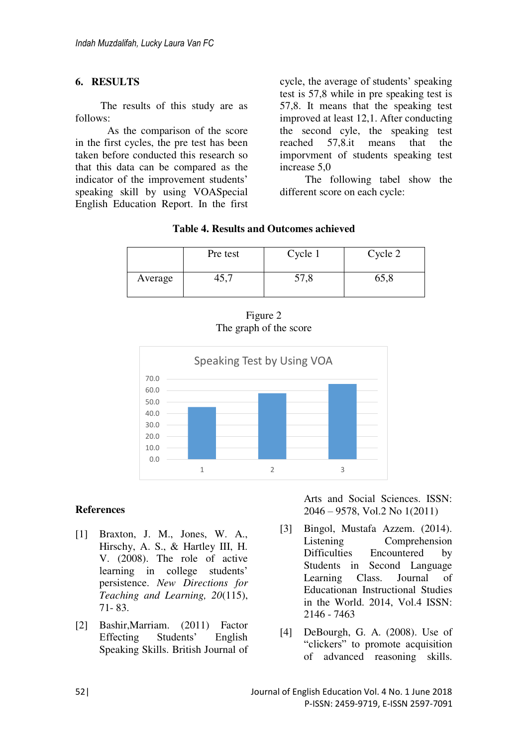## 6. RESULTS

The results of this study are as follows:

As the comparison of the score in the first cycles, the pre test has been taken before conducted this research so that this data can be compared as the indicator of the improvement students' speaking skill by using VOASpecial English Education Report. In the first cycle, the average of students' speaking test is 57,8 while in pre speaking test is 57,8. It means that the speaking test improved at least 12,1. After conducting the second cyle, the speaking test reached 57,8.it means that the imporvment of students speaking test increase 5,0

The following tabel show the different score on each cycle:

**Table 4. Results and Outcomes achieved**

| | Pre test | Cycle 1 | Cycle 2 |
|---|---|---|---|
| Average | 45,7 | 57,8 | 65,8 |

Figure 2
The graph of the score

Speaking Test by Using VOA

| | 1 | 2 | 3 |
|---|---|---|---|
| Score | 45,7 | 57,8 | 65,8 |

## References

[1] Braxton, J. M., Jones, W. A., Hirschy, A. S., & Hartley III, H. V. (2008). The role of active learning in college students' persistence. *New Directions for Teaching and Learning, 20*(115), 71- 83.

[2] Bashir,Marriam. (2011) Factor Effecting Students' English Speaking Skills. British Journal of Arts and Social Sciences. ISSN: 2046 – 9578, Vol.2 No 1(2011)

[3] Bingol, Mustafa Azzem. (2014). Listening Comprehension Difficulties Encountered by Students in Second Language Learning Class. Journal of Educationan Instructional Studies in the World. 2014, Vol.4 ISSN: 2146 - 7463

[4] DeBourgh, G. A. (2008). Use of "clickers" to promote acquisition of advanced reasoning skills.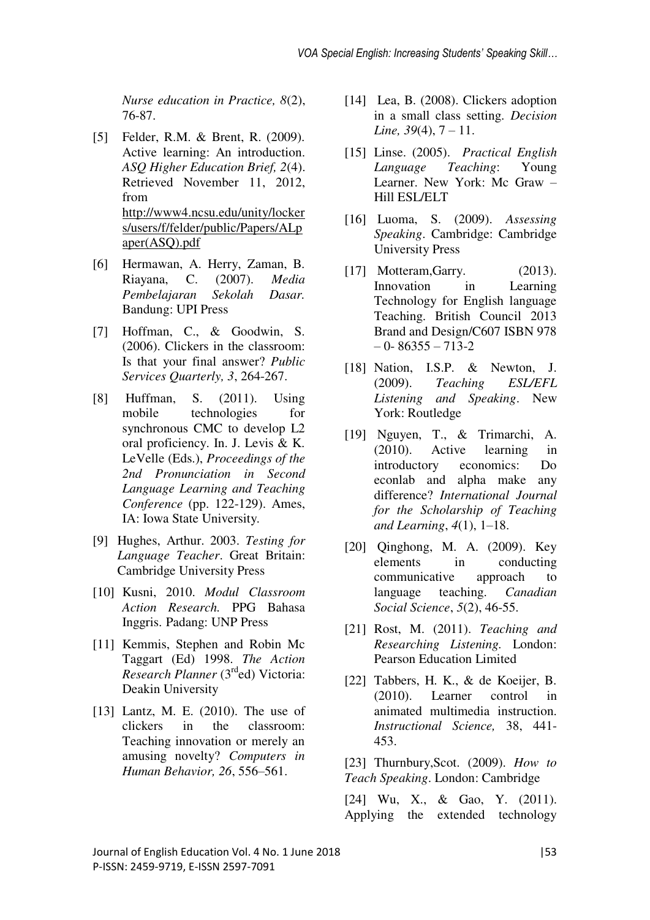*Nurse education in Practice, 8*(2), 76-87.

[5] Felder, R.M. & Brent, R. (2009). Active learning: An introduction. *ASQ Higher Education Brief, 2*(4). Retrieved November 11, 2012, from http://www4.ncsu.edu/unity/lockers/users/f/felder/public/Papers/ALpaper(ASQ).pdf

[6] Hermawan, A. Herry, Zaman, B. Riayana, C. (2007). *Media Pembelajaran Sekolah Dasar.* Bandung: UPI Press

[7] Hoffman, C., & Goodwin, S. (2006). Clickers in the classroom: Is that your final answer? *Public Services Quarterly, 3*, 264-267.

[8] Huffman, S. (2011). Using mobile technologies for synchronous CMC to develop L2 oral proficiency. In. J. Levis & K. LeVelle (Eds.), *Proceedings of the 2nd Pronunciation in Second Language Learning and Teaching Conference* (pp. 122-129). Ames, IA: Iowa State University.

[9] Hughes, Arthur. 2003. *Testing for Language Teacher*. Great Britain: Cambridge University Press

[10] Kusni, 2010. *Modul Classroom Action Research.* PPG Bahasa Inggris. Padang: UNP Press

[11] Kemmis, Stephen and Robin Mc Taggart (Ed) 1998. *The Action Research Planner* (3rd ed) Victoria: Deakin University

[13] Lantz, M. E. (2010). The use of clickers in the classroom: Teaching innovation or merely an amusing novelty? *Computers in Human Behavior, 26*, 556–561.

[14] Lea, B. (2008). Clickers adoption in a small class setting. *Decision Line, 39*(4), 7 – 11.

[15] Linse. (2005). *Practical English Language Teaching*: Young Learner. New York: Mc Graw – Hill ESL/ELT

[16] Luoma, S. (2009). *Assessing Speaking*. Cambridge: Cambridge University Press

[17] Motteram,Garry. (2013). Innovation in Learning Technology for English language Teaching. British Council 2013 Brand and Design/C607 ISBN 978 – 0- 86355 – 713-2

[18] Nation, I.S.P. & Newton, J. (2009). *Teaching ESL/EFL Listening and Speaking*. New York: Routledge

[19] Nguyen, T., & Trimarchi, A. (2010). Active learning in introductory economics: Do econlab and alpha make any difference? *International Journal for the Scholarship of Teaching and Learning*, *4*(1), 1–18.

[20] Qinghong, M. A. (2009). Key elements in conducting communicative approach to language teaching. *Canadian Social Science*, *5*(2), 46-55.

[21] Rost, M. (2011). *Teaching and Researching Listening.* London: Pearson Education Limited

[22] Tabbers, H. K., & de Koeijer, B. (2010). Learner control in animated multimedia instruction. *Instructional Science,* 38, 441-453.

[23] Thurnbury,Scot. (2009). *How to Teach Speaking*. London: Cambridge

[24] Wu, X., & Gao, Y. (2011). Applying the extended technology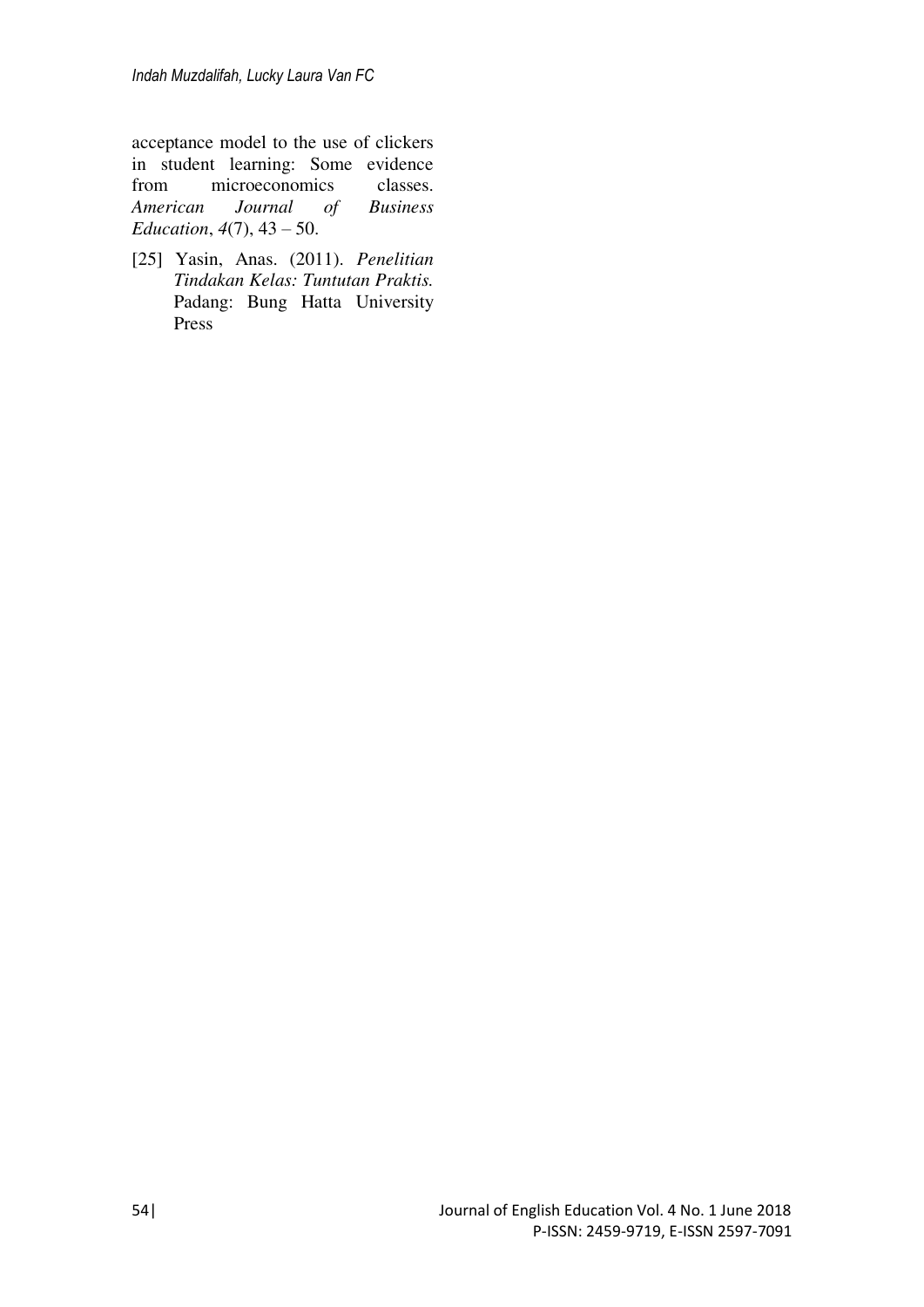acceptance model to the use of clickers in student learning: Some evidence from microeconomics classes. *American Journal of Business Education*, *4*(7), 43 – 50.

[25] Yasin, Anas. (2011). *Penelitian Tindakan Kelas: Tuntutan Praktis.* Padang: Bung Hatta University Press